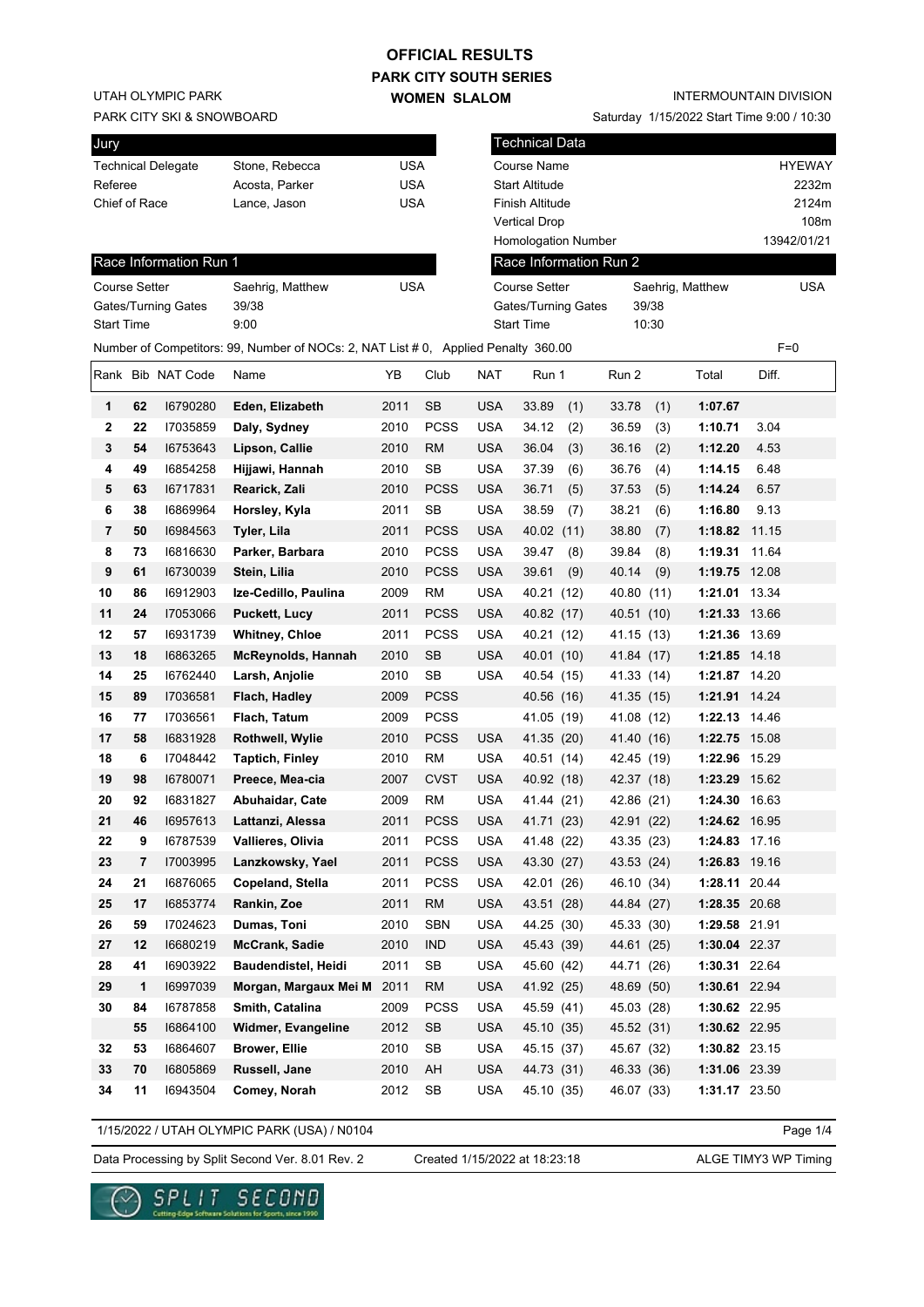# OFFICIAL RESULTS
## PARK CITY SOUTH SERIES
## WOMEN SLALOM

UTAH OLYMPIC PARK
PARK CITY SKI & SNOWBOARD

INTERMOUNTAIN DIVISION
Saturday 1/15/2022 Start Time 9:00 / 10:30

| Jury | | |
|---|---|---|
| Technical Delegate | Stone, Rebecca | USA |
| Referee | Acosta, Parker | USA |
| Chief of Race | Lance, Jason | USA |

| Technical Data | |
|---|---|
| Course Name | HYEWAY |
| Start Altitude | 2232m |
| Finish Altitude | 2124m |
| Vertical Drop | 108m |
| Homologation Number | 13942/01/21 |

| Race Information Run 1 | | |
|---|---|---|
| Course Setter | Saehrig, Matthew | USA |
| Gates/Turning Gates | 39/38 | |
| Start Time | 9:00 | |

| Race Information Run 2 | | |
|---|---|---|
| Course Setter | Saehrig, Matthew | USA |
| Gates/Turning Gates | 39/38 | |
| Start Time | 10:30 | |

Number of Competitors: 99, Number of NOCs: 2, NAT List # 0, Applied Penalty 360.00 F=0

| Rank | Bib | NAT Code | Name | YB | Club | NAT | Run 1 | Run 2 | Total | Diff. |
|---|---|---|---|---|---|---|---|---|---|---|
| 1 | 62 | I6790280 | **Eden, Elizabeth** | 2011 | SB | USA | 33.89 (1) | 33.78 (1) | **1:07.67** | |
| 2 | 22 | I7035859 | **Daly, Sydney** | 2010 | PCSS | USA | 34.12 (2) | 36.59 (3) | **1:10.71** | 3.04 |
| 3 | 54 | I6753643 | **Lipson, Callie** | 2010 | RM | USA | 36.04 (3) | 36.16 (2) | **1:12.20** | 4.53 |
| 4 | 49 | I6854258 | **Hijjawi, Hannah** | 2010 | SB | USA | 37.39 (6) | 36.76 (4) | **1:14.15** | 6.48 |
| 5 | 63 | I6717831 | **Rearick, Zali** | 2010 | PCSS | USA | 36.71 (5) | 37.53 (5) | **1:14.24** | 6.57 |
| 6 | 38 | I6869964 | **Horsley, Kyla** | 2011 | SB | USA | 38.59 (7) | 38.21 (6) | **1:16.80** | 9.13 |
| 7 | 50 | I6984563 | **Tyler, Lila** | 2011 | PCSS | USA | 40.02 (11) | 38.80 (7) | **1:18.82** | 11.15 |
| 8 | 73 | I6816630 | **Parker, Barbara** | 2010 | PCSS | USA | 39.47 (8) | 39.84 (8) | **1:19.31** | 11.64 |
| 9 | 61 | I6730039 | **Stein, Lilia** | 2010 | PCSS | USA | 39.61 (9) | 40.14 (9) | **1:19.75** | 12.08 |
| 10 | 86 | I6912903 | **Ize-Cedillo, Paulina** | 2009 | RM | USA | 40.21 (12) | 40.80 (11) | **1:21.01** | 13.34 |
| 11 | 24 | I7053066 | **Puckett, Lucy** | 2011 | PCSS | USA | 40.82 (17) | 40.51 (10) | **1:21.33** | 13.66 |
| 12 | 57 | I6931739 | **Whitney, Chloe** | 2011 | PCSS | USA | 40.21 (12) | 41.15 (13) | **1:21.36** | 13.69 |
| 13 | 18 | I6863265 | **McReynolds, Hannah** | 2010 | SB | USA | 40.01 (10) | 41.84 (17) | **1:21.85** | 14.18 |
| 14 | 25 | I6762440 | **Larsh, Anjolie** | 2010 | SB | USA | 40.54 (15) | 41.33 (14) | **1:21.87** | 14.20 |
| 15 | 89 | I7036581 | **Flach, Hadley** | 2009 | PCSS | | 40.56 (16) | 41.35 (15) | **1:21.91** | 14.24 |
| 16 | 77 | I7036561 | **Flach, Tatum** | 2009 | PCSS | | 41.05 (19) | 41.08 (12) | **1:22.13** | 14.46 |
| 17 | 58 | I6831928 | **Rothwell, Wylie** | 2010 | PCSS | USA | 41.35 (20) | 41.40 (16) | **1:22.75** | 15.08 |
| 18 | 6 | I7048442 | **Taptich, Finley** | 2010 | RM | USA | 40.51 (14) | 42.45 (19) | **1:22.96** | 15.29 |
| 19 | 98 | I6780071 | **Preece, Mea-cia** | 2007 | CVST | USA | 40.92 (18) | 42.37 (18) | **1:23.29** | 15.62 |
| 20 | 92 | I6831827 | **Abuhaidar, Cate** | 2009 | RM | USA | 41.44 (21) | 42.86 (21) | **1:24.30** | 16.63 |
| 21 | 46 | I6957613 | **Lattanzi, Alessa** | 2011 | PCSS | USA | 41.71 (23) | 42.91 (22) | **1:24.62** | 16.95 |
| 22 | 9 | I6787539 | **Vallieres, Olivia** | 2011 | PCSS | USA | 41.48 (22) | 43.35 (23) | **1:24.83** | 17.16 |
| 23 | 7 | I7003995 | **Lanzkowsky, Yael** | 2011 | PCSS | USA | 43.30 (27) | 43.53 (24) | **1:26.83** | 19.16 |
| 24 | 21 | I6876065 | **Copeland, Stella** | 2011 | PCSS | USA | 42.01 (26) | 46.10 (34) | **1:28.11** | 20.44 |
| 25 | 17 | I6853774 | **Rankin, Zoe** | 2011 | RM | USA | 43.51 (28) | 44.84 (27) | **1:28.35** | 20.68 |
| 26 | 59 | I7024623 | **Dumas, Toni** | 2010 | SBN | USA | 44.25 (30) | 45.33 (30) | **1:29.58** | 21.91 |
| 27 | 12 | I6680219 | **McCrank, Sadie** | 2010 | IND | USA | 45.43 (39) | 44.61 (25) | **1:30.04** | 22.37 |
| 28 | 41 | I6903922 | **Baudendistel, Heidi** | 2011 | SB | USA | 45.60 (42) | 44.71 (26) | **1:30.31** | 22.64 |
| 29 | 1 | I6997039 | **Morgan, Margaux Mei M** | 2011 | RM | USA | 41.92 (25) | 48.69 (50) | **1:30.61** | 22.94 |
| 30 | 84 | I6787858 | **Smith, Catalina** | 2009 | PCSS | USA | 45.59 (41) | 45.03 (28) | **1:30.62** | 22.95 |
| | 55 | I6864100 | **Widmer, Evangeline** | 2012 | SB | USA | 45.10 (35) | 45.52 (31) | **1:30.62** | 22.95 |
| 32 | 53 | I6864607 | **Brower, Ellie** | 2010 | SB | USA | 45.15 (37) | 45.67 (32) | **1:30.82** | 23.15 |
| 33 | 70 | I6805869 | **Russell, Jane** | 2010 | AH | USA | 44.73 (31) | 46.33 (36) | **1:31.06** | 23.39 |
| 34 | 11 | I6943504 | **Comey, Norah** | 2012 | SB | USA | 45.10 (35) | 46.07 (33) | **1:31.17** | 23.50 |

1/15/2022 / UTAH OLYMPIC PARK (USA) / N0104

Data Processing by Split Second Ver. 8.01 Rev. 2 — Created 1/15/2022 at 18:23:18 — ALGE TIMY3 WP Timing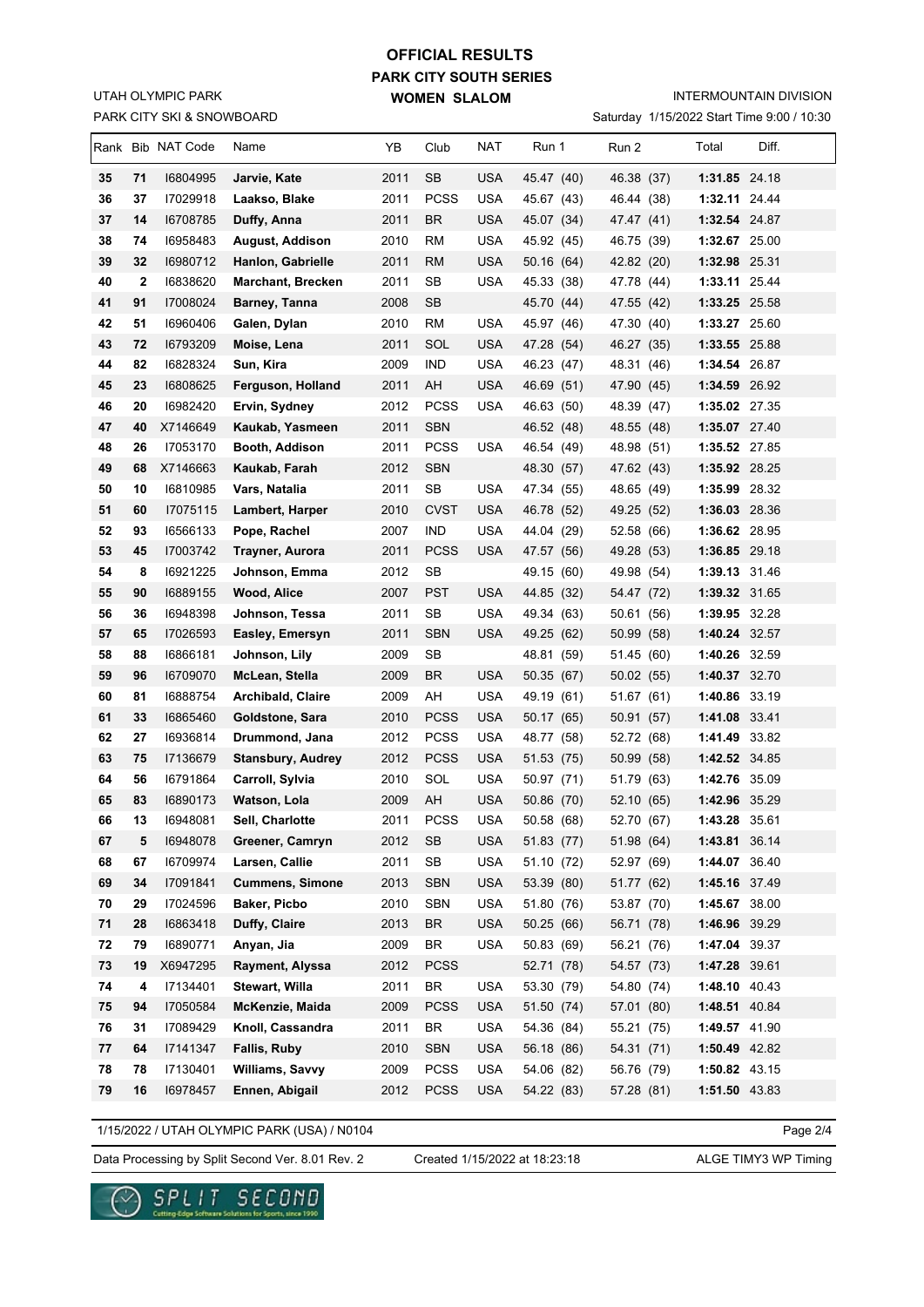# OFFICIAL RESULTS

## PARK CITY SOUTH SERIES

## WOMEN SLALOM

UTAH OLYMPIC PARK
PARK CITY SKI & SNOWBOARD

INTERMOUNTAIN DIVISION
Saturday 1/15/2022 Start Time 9:00 / 10:30

| Rank | Bib | NAT Code | Name | YB | Club | NAT | Run 1 | Run 2 | Total | Diff. |
|---|---|---|---|---|---|---|---|---|---|---|
| 35 | 71 | I6804995 | **Jarvie, Kate** | 2011 | SB | USA | 45.47 (40) | 46.38 (37) | **1:31.85** | 24.18 |
| 36 | 37 | I7029918 | **Laakso, Blake** | 2011 | PCSS | USA | 45.67 (43) | 46.44 (38) | **1:32.11** | 24.44 |
| 37 | 14 | I6708785 | **Duffy, Anna** | 2011 | BR | USA | 45.07 (34) | 47.47 (41) | **1:32.54** | 24.87 |
| 38 | 74 | I6958483 | **August, Addison** | 2010 | RM | USA | 45.92 (45) | 46.75 (39) | **1:32.67** | 25.00 |
| 39 | 32 | I6980712 | **Hanlon, Gabrielle** | 2011 | RM | USA | 50.16 (64) | 42.82 (20) | **1:32.98** | 25.31 |
| 40 | 2 | I6838620 | **Marchant, Brecken** | 2011 | SB | USA | 45.33 (38) | 47.78 (44) | **1:33.11** | 25.44 |
| 41 | 91 | I7008024 | **Barney, Tanna** | 2008 | SB | | 45.70 (44) | 47.55 (42) | **1:33.25** | 25.58 |
| 42 | 51 | I6960406 | **Galen, Dylan** | 2010 | RM | USA | 45.97 (46) | 47.30 (40) | **1:33.27** | 25.60 |
| 43 | 72 | I6793209 | **Moise, Lena** | 2011 | SOL | USA | 47.28 (54) | 46.27 (35) | **1:33.55** | 25.88 |
| 44 | 82 | I6828324 | **Sun, Kira** | 2009 | IND | USA | 46.23 (47) | 48.31 (46) | **1:34.54** | 26.87 |
| 45 | 23 | I6808625 | **Ferguson, Holland** | 2011 | AH | USA | 46.69 (51) | 47.90 (45) | **1:34.59** | 26.92 |
| 46 | 20 | I6982420 | **Ervin, Sydney** | 2012 | PCSS | USA | 46.63 (50) | 48.39 (47) | **1:35.02** | 27.35 |
| 47 | 40 | X7146649 | **Kaukab, Yasmeen** | 2011 | SBN | | 46.52 (48) | 48.55 (48) | **1:35.07** | 27.40 |
| 48 | 26 | I7053170 | **Booth, Addison** | 2011 | PCSS | USA | 46.54 (49) | 48.98 (51) | **1:35.52** | 27.85 |
| 49 | 68 | X7146663 | **Kaukab, Farah** | 2012 | SBN | | 48.30 (57) | 47.62 (43) | **1:35.92** | 28.25 |
| 50 | 10 | I6810985 | **Vars, Natalia** | 2011 | SB | USA | 47.34 (55) | 48.65 (49) | **1:35.99** | 28.32 |
| 51 | 60 | I7075115 | **Lambert, Harper** | 2010 | CVST | USA | 46.78 (52) | 49.25 (52) | **1:36.03** | 28.36 |
| 52 | 93 | I6566133 | **Pope, Rachel** | 2007 | IND | USA | 44.04 (29) | 52.58 (66) | **1:36.62** | 28.95 |
| 53 | 45 | I7003742 | **Trayner, Aurora** | 2011 | PCSS | USA | 47.57 (56) | 49.28 (53) | **1:36.85** | 29.18 |
| 54 | 8 | I6921225 | **Johnson, Emma** | 2012 | SB | | 49.15 (60) | 49.98 (54) | **1:39.13** | 31.46 |
| 55 | 90 | I6889155 | **Wood, Alice** | 2007 | PST | USA | 44.85 (32) | 54.47 (72) | **1:39.32** | 31.65 |
| 56 | 36 | I6948398 | **Johnson, Tessa** | 2011 | SB | USA | 49.34 (63) | 50.61 (56) | **1:39.95** | 32.28 |
| 57 | 65 | I7026593 | **Easley, Emersyn** | 2011 | SBN | USA | 49.25 (62) | 50.99 (58) | **1:40.24** | 32.57 |
| 58 | 88 | I6866181 | **Johnson, Lily** | 2009 | SB | | 48.81 (59) | 51.45 (60) | **1:40.26** | 32.59 |
| 59 | 96 | I6709070 | **McLean, Stella** | 2009 | BR | USA | 50.35 (67) | 50.02 (55) | **1:40.37** | 32.70 |
| 60 | 81 | I6888754 | **Archibald, Claire** | 2009 | AH | USA | 49.19 (61) | 51.67 (61) | **1:40.86** | 33.19 |
| 61 | 33 | I6865460 | **Goldstone, Sara** | 2010 | PCSS | USA | 50.17 (65) | 50.91 (57) | **1:41.08** | 33.41 |
| 62 | 27 | I6936814 | **Drummond, Jana** | 2012 | PCSS | USA | 48.77 (58) | 52.72 (68) | **1:41.49** | 33.82 |
| 63 | 75 | I7136679 | **Stansbury, Audrey** | 2012 | PCSS | USA | 51.53 (75) | 50.99 (58) | **1:42.52** | 34.85 |
| 64 | 56 | I6791864 | **Carroll, Sylvia** | 2010 | SOL | USA | 50.97 (71) | 51.79 (63) | **1:42.76** | 35.09 |
| 65 | 83 | I6890173 | **Watson, Lola** | 2009 | AH | USA | 50.86 (70) | 52.10 (65) | **1:42.96** | 35.29 |
| 66 | 13 | I6948081 | **Sell, Charlotte** | 2011 | PCSS | USA | 50.58 (68) | 52.70 (67) | **1:43.28** | 35.61 |
| 67 | 5 | I6948078 | **Greener, Camryn** | 2012 | SB | USA | 51.83 (77) | 51.98 (64) | **1:43.81** | 36.14 |
| 68 | 67 | I6709974 | **Larsen, Callie** | 2011 | SB | USA | 51.10 (72) | 52.97 (69) | **1:44.07** | 36.40 |
| 69 | 34 | I7091841 | **Cummens, Simone** | 2013 | SBN | USA | 53.39 (80) | 51.77 (62) | **1:45.16** | 37.49 |
| 70 | 29 | I7024596 | **Baker, Picbo** | 2010 | SBN | USA | 51.80 (76) | 53.87 (70) | **1:45.67** | 38.00 |
| 71 | 28 | I6863418 | **Duffy, Claire** | 2013 | BR | USA | 50.25 (66) | 56.71 (78) | **1:46.96** | 39.29 |
| 72 | 79 | I6890771 | **Anyan, Jia** | 2009 | BR | USA | 50.83 (69) | 56.21 (76) | **1:47.04** | 39.37 |
| 73 | 19 | X6947295 | **Rayment, Alyssa** | 2012 | PCSS | | 52.71 (78) | 54.57 (73) | **1:47.28** | 39.61 |
| 74 | 4 | I7134401 | **Stewart, Willa** | 2011 | BR | USA | 53.30 (79) | 54.80 (74) | **1:48.10** | 40.43 |
| 75 | 94 | I7050584 | **McKenzie, Maida** | 2009 | PCSS | USA | 51.50 (74) | 57.01 (80) | **1:48.51** | 40.84 |
| 76 | 31 | I7089429 | **Knoll, Cassandra** | 2011 | BR | USA | 54.36 (84) | 55.21 (75) | **1:49.57** | 41.90 |
| 77 | 64 | I7141347 | **Fallis, Ruby** | 2010 | SBN | USA | 56.18 (86) | 54.31 (71) | **1:50.49** | 42.82 |
| 78 | 78 | I7130401 | **Williams, Savvy** | 2009 | PCSS | USA | 54.06 (82) | 56.76 (79) | **1:50.82** | 43.15 |
| 79 | 16 | I6978457 | **Ennen, Abigail** | 2012 | PCSS | USA | 54.22 (83) | 57.28 (81) | **1:51.50** | 43.83 |

1/15/2022 / UTAH OLYMPIC PARK (USA) / N0104

Data Processing by Split Second Ver. 8.01 Rev. 2 — Created 1/15/2022 at 18:23:18 — ALGE TIMY3 WP Timing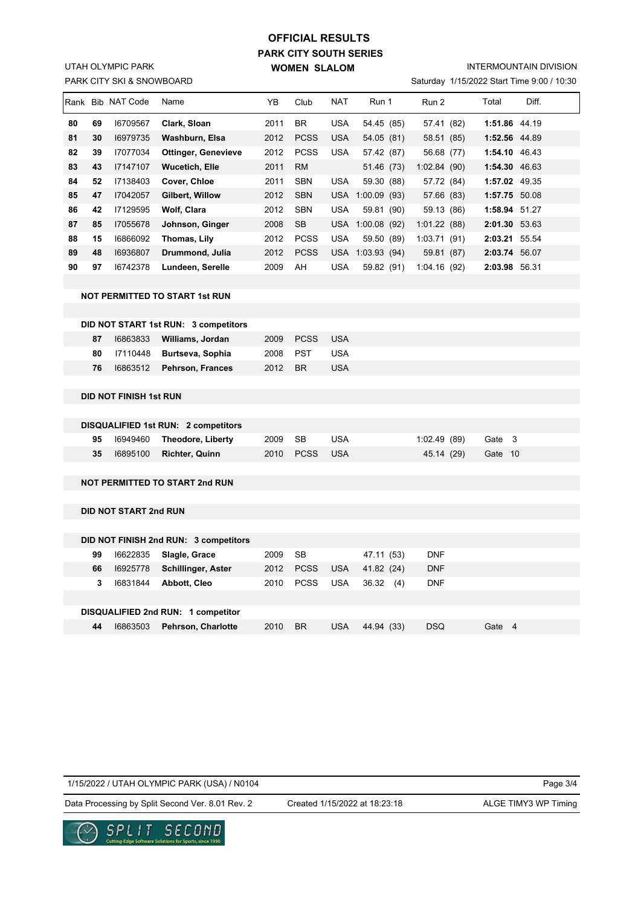# OFFICIAL RESULTS
## PARK CITY SOUTH SERIES
### WOMEN SLALOM

UTAH OLYMPIC PARK
PARK CITY SKI & SNOWBOARD

INTERMOUNTAIN DIVISION
Saturday 1/15/2022 Start Time 9:00 / 10:30

| Rank | Bib | NAT Code | Name | YB | Club | NAT | Run 1 | Run 2 | Total | Diff. |
|---|---|---|---|---|---|---|---|---|---|---|
| 80 | 69 | I6709567 | **Clark, Sloan** | 2011 | BR | USA | 54.45 (85) | 57.41 (82) | **1:51.86** | 44.19 |
| 81 | 30 | I6979735 | **Washburn, Elsa** | 2012 | PCSS | USA | 54.05 (81) | 58.51 (85) | **1:52.56** | 44.89 |
| 82 | 39 | I7077034 | **Ottinger, Genevieve** | 2012 | PCSS | USA | 57.42 (87) | 56.68 (77) | **1:54.10** | 46.43 |
| 83 | 43 | I7147107 | **Wucetich, Elle** | 2011 | RM | | 51.46 (73) | 1:02.84 (90) | **1:54.30** | 46.63 |
| 84 | 52 | I7138403 | **Cover, Chloe** | 2011 | SBN | USA | 59.30 (88) | 57.72 (84) | **1:57.02** | 49.35 |
| 85 | 47 | I7042057 | **Gilbert, Willow** | 2012 | SBN | USA | 1:00.09 (93) | 57.66 (83) | **1:57.75** | 50.08 |
| 86 | 42 | I7129595 | **Wolf, Clara** | 2012 | SBN | USA | 59.81 (90) | 59.13 (86) | **1:58.94** | 51.27 |
| 87 | 85 | I7055678 | **Johnson, Ginger** | 2008 | SB | USA | 1:00.08 (92) | 1:01.22 (88) | **2:01.30** | 53.63 |
| 88 | 15 | I6866092 | **Thomas, Lily** | 2012 | PCSS | USA | 59.50 (89) | 1:03.71 (91) | **2:03.21** | 55.54 |
| 89 | 48 | I6936807 | **Drummond, Julia** | 2012 | PCSS | USA | 1:03.93 (94) | 59.81 (87) | **2:03.74** | 56.07 |
| 90 | 97 | I6742378 | **Lundeen, Serelle** | 2009 | AH | USA | 59.82 (91) | 1:04.16 (92) | **2:03.98** | 56.31 |

**NOT PERMITTED TO START 1st RUN**

**DID NOT START 1st RUN: 3 competitors**

| Bib | NAT Code | Name | YB | Club | NAT |
|---|---|---|---|---|---|
| 87 | I6863833 | **Williams, Jordan** | 2009 | PCSS | USA |
| 80 | I7110448 | **Burtseva, Sophia** | 2008 | PST | USA |
| 76 | I6863512 | **Pehrson, Frances** | 2012 | BR | USA |

**DID NOT FINISH 1st RUN**

**DISQUALIFIED 1st RUN: 2 competitors**

| Bib | NAT Code | Name | YB | Club | NAT | Run 1 | Run 2 | Total |
|---|---|---|---|---|---|---|---|---|
| 95 | I6949460 | **Theodore, Liberty** | 2009 | SB | USA | | 1:02.49 (89) | Gate 3 |
| 35 | I6895100 | **Richter, Quinn** | 2010 | PCSS | USA | | 45.14 (29) | Gate 10 |

**NOT PERMITTED TO START 2nd RUN**

**DID NOT START 2nd RUN**

**DID NOT FINISH 2nd RUN: 3 competitors**

| Bib | NAT Code | Name | YB | Club | NAT | Run 1 | Run 2 |
|---|---|---|---|---|---|---|---|
| 99 | I6622835 | **Slagle, Grace** | 2009 | SB | | 47.11 (53) | DNF |
| 66 | I6925778 | **Schillinger, Aster** | 2012 | PCSS | USA | 41.82 (24) | DNF |
| 3 | I6831844 | **Abbott, Cleo** | 2010 | PCSS | USA | 36.32 (4) | DNF |

**DISQUALIFIED 2nd RUN: 1 competitor**

| Bib | NAT Code | Name | YB | Club | NAT | Run 1 | Run 2 | Total |
|---|---|---|---|---|---|---|---|---|
| 44 | I6863503 | **Pehrson, Charlotte** | 2010 | BR | USA | 44.94 (33) | DSQ | Gate 4 |

1/15/2022 / UTAH OLYMPIC PARK (USA) / N0104

Data Processing by Split Second Ver. 8.01 Rev. 2 — Created 1/15/2022 at 18:23:18 — ALGE TIMY3 WP Timing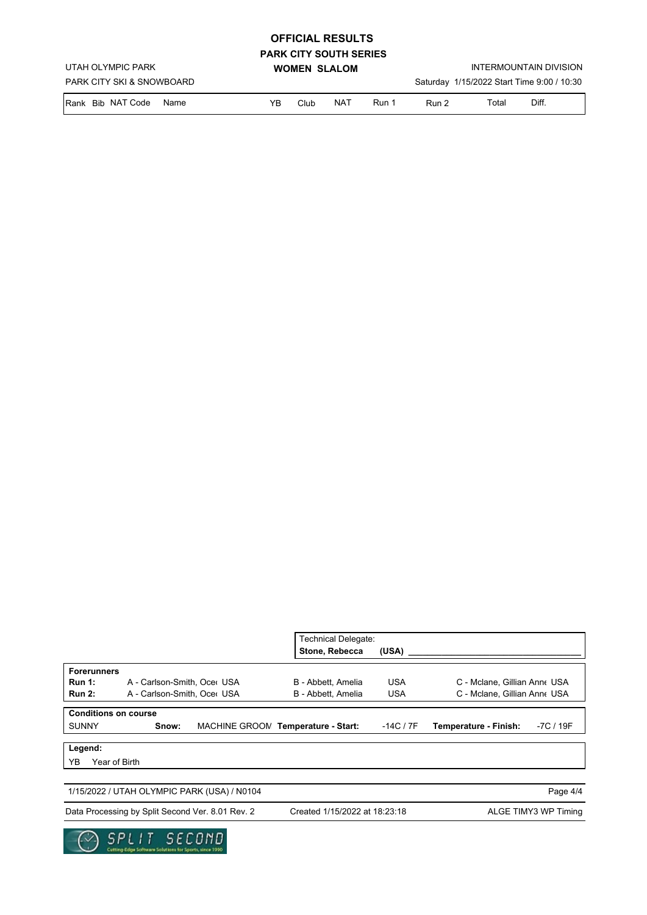# OFFICIAL RESULTS

## PARK CITY SOUTH SERIES

### WOMEN SLALOM

UTAH OLYMPIC PARK

PARK CITY SKI & SNOWBOARD

INTERMOUNTAIN DIVISION

Saturday 1/15/2022 Start Time 9:00 / 10:30

| Rank | Bib | NAT Code | Name | YB | Club | NAT | Run 1 | Run 2 | Total | Diff. |
|---|---|---|---|---|---|---|---|---|---|---|

Technical Delegate:
**Stone, Rebecca** **(USA)** ___________________________________

| **Forerunners** | | | | | |
|---|---|---|---|---|---|
| **Run 1:** | A - Carlson-Smith, Ocea USA | B - Abbett, Amelia | USA | C - Mclane, Gillian Anne | USA |
| **Run 2:** | A - Carlson-Smith, Ocea USA | B - Abbett, Amelia | USA | C - Mclane, Gillian Anne | USA |

| **Conditions on course** | | | | | | |
|---|---|---|---|---|---|---|
| SUNNY | **Snow:** | MACHINE GROOM | **Temperature - Start:** | -14C / 7F | **Temperature - Finish:** | -7C / 19F |

**Legend:**

YB Year of Birth

1/15/2022 / UTAH OLYMPIC PARK (USA) / N0104

Data Processing by Split Second Ver. 8.01 Rev. 2 | Created 1/15/2022 at 18:23:18 | ALGE TIMY3 WP Timing